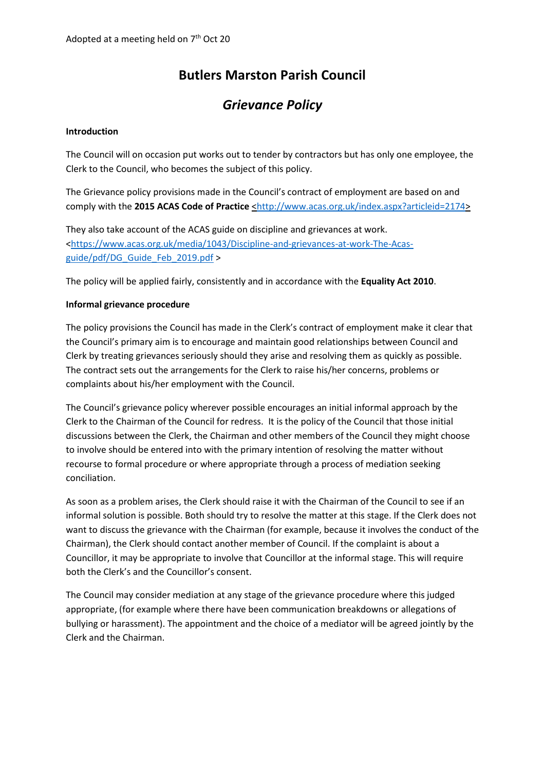Adopted at a meeting held on 7th Oct 20

# Butlers Marston Parish Council

## *Grievance Policy*

**Introduction**

The Council will on occasion put works out to tender by contractors but has only one employee, the Clerk to the Council, who becomes the subject of this policy.

The Grievance policy provisions made in the Council's contract of employment are based on and comply with the **2015 ACAS Code of Practice** <http://www.acas.org.uk/index.aspx?articleid=2174>

They also take account of the ACAS guide on discipline and grievances at work. <https://www.acas.org.uk/media/1043/Discipline-and-grievances-at-work-The-Acas-guide/pdf/DG_Guide_Feb_2019.pdf >

The policy will be applied fairly, consistently and in accordance with the **Equality Act 2010**.

**Informal grievance procedure**

The policy provisions the Council has made in the Clerk's contract of employment make it clear that the Council's primary aim is to encourage and maintain good relationships between Council and Clerk by treating grievances seriously should they arise and resolving them as quickly as possible. The contract sets out the arrangements for the Clerk to raise his/her concerns, problems or complaints about his/her employment with the Council.

The Council's grievance policy wherever possible encourages an initial informal approach by the Clerk to the Chairman of the Council for redress. It is the policy of the Council that those initial discussions between the Clerk, the Chairman and other members of the Council they might choose to involve should be entered into with the primary intention of resolving the matter without recourse to formal procedure or where appropriate through a process of mediation seeking conciliation.

As soon as a problem arises, the Clerk should raise it with the Chairman of the Council to see if an informal solution is possible. Both should try to resolve the matter at this stage. If the Clerk does not want to discuss the grievance with the Chairman (for example, because it involves the conduct of the Chairman), the Clerk should contact another member of Council. If the complaint is about a Councillor, it may be appropriate to involve that Councillor at the informal stage. This will require both the Clerk's and the Councillor's consent.

The Council may consider mediation at any stage of the grievance procedure where this judged appropriate, (for example where there have been communication breakdowns or allegations of bullying or harassment). The appointment and the choice of a mediator will be agreed jointly by the Clerk and the Chairman.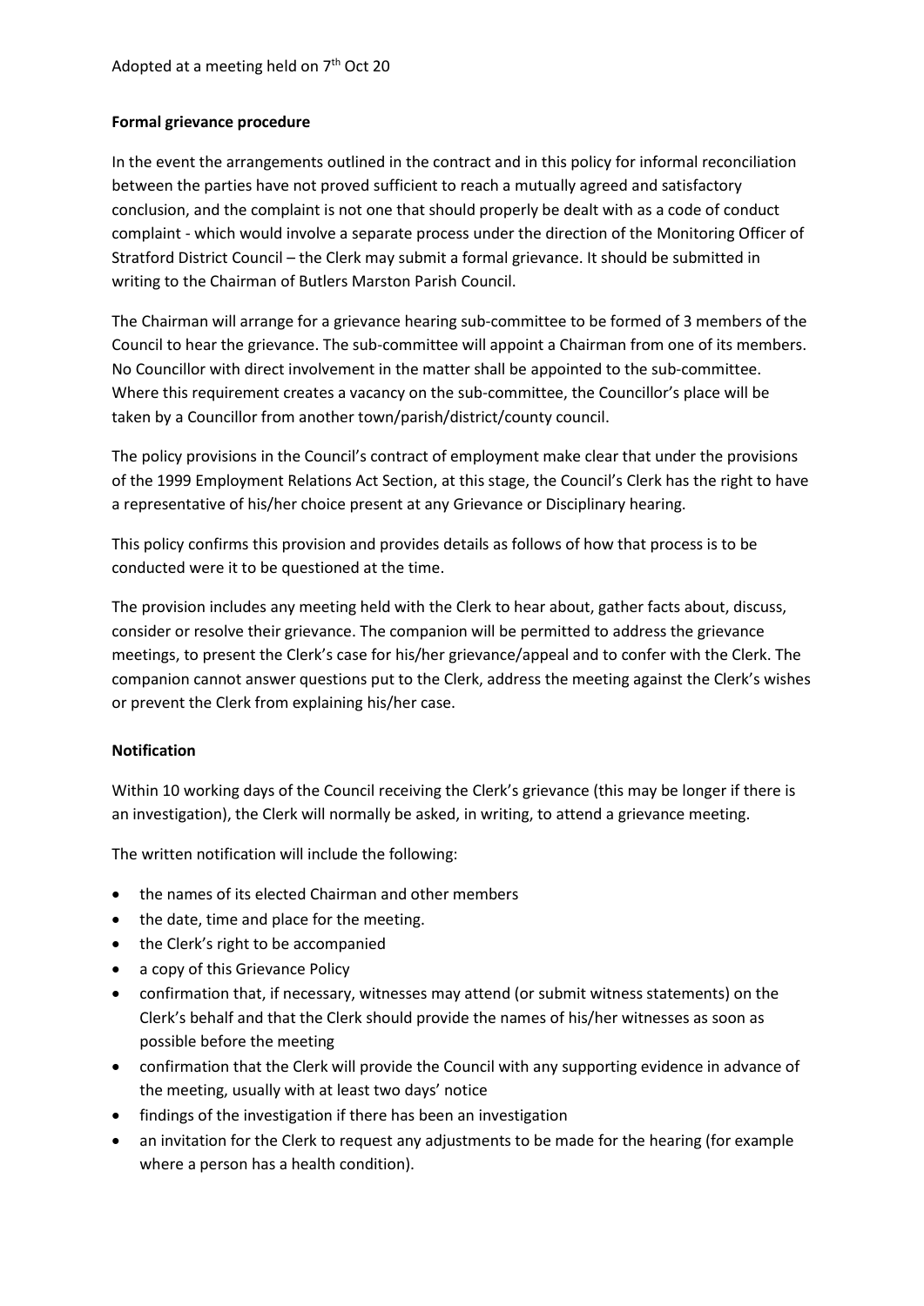Adopted at a meeting held on 7th Oct 20

**Formal grievance procedure**

In the event the arrangements outlined in the contract and in this policy for informal reconciliation between the parties have not proved sufficient to reach a mutually agreed and satisfactory conclusion, and the complaint is not one that should properly be dealt with as a code of conduct complaint - which would involve a separate process under the direction of the Monitoring Officer of Stratford District Council – the Clerk may submit a formal grievance. It should be submitted in writing to the Chairman of Butlers Marston Parish Council.

The Chairman will arrange for a grievance hearing sub-committee to be formed of 3 members of the Council to hear the grievance. The sub-committee will appoint a Chairman from one of its members. No Councillor with direct involvement in the matter shall be appointed to the sub-committee. Where this requirement creates a vacancy on the sub-committee, the Councillor's place will be taken by a Councillor from another town/parish/district/county council.

The policy provisions in the Council's contract of employment make clear that under the provisions of the 1999 Employment Relations Act Section, at this stage, the Council's Clerk has the right to have a representative of his/her choice present at any Grievance or Disciplinary hearing.

This policy confirms this provision and provides details as follows of how that process is to be conducted were it to be questioned at the time.

The provision includes any meeting held with the Clerk to hear about, gather facts about, discuss, consider or resolve their grievance. The companion will be permitted to address the grievance meetings, to present the Clerk's case for his/her grievance/appeal and to confer with the Clerk. The companion cannot answer questions put to the Clerk, address the meeting against the Clerk's wishes or prevent the Clerk from explaining his/her case.

**Notification**

Within 10 working days of the Council receiving the Clerk's grievance (this may be longer if there is an investigation), the Clerk will normally be asked, in writing, to attend a grievance meeting.

The written notification will include the following:

- the names of its elected Chairman and other members
- the date, time and place for the meeting.
- the Clerk's right to be accompanied
- a copy of this Grievance Policy
- confirmation that, if necessary, witnesses may attend (or submit witness statements) on the Clerk's behalf and that the Clerk should provide the names of his/her witnesses as soon as possible before the meeting
- confirmation that the Clerk will provide the Council with any supporting evidence in advance of the meeting, usually with at least two days' notice
- findings of the investigation if there has been an investigation
- an invitation for the Clerk to request any adjustments to be made for the hearing (for example where a person has a health condition).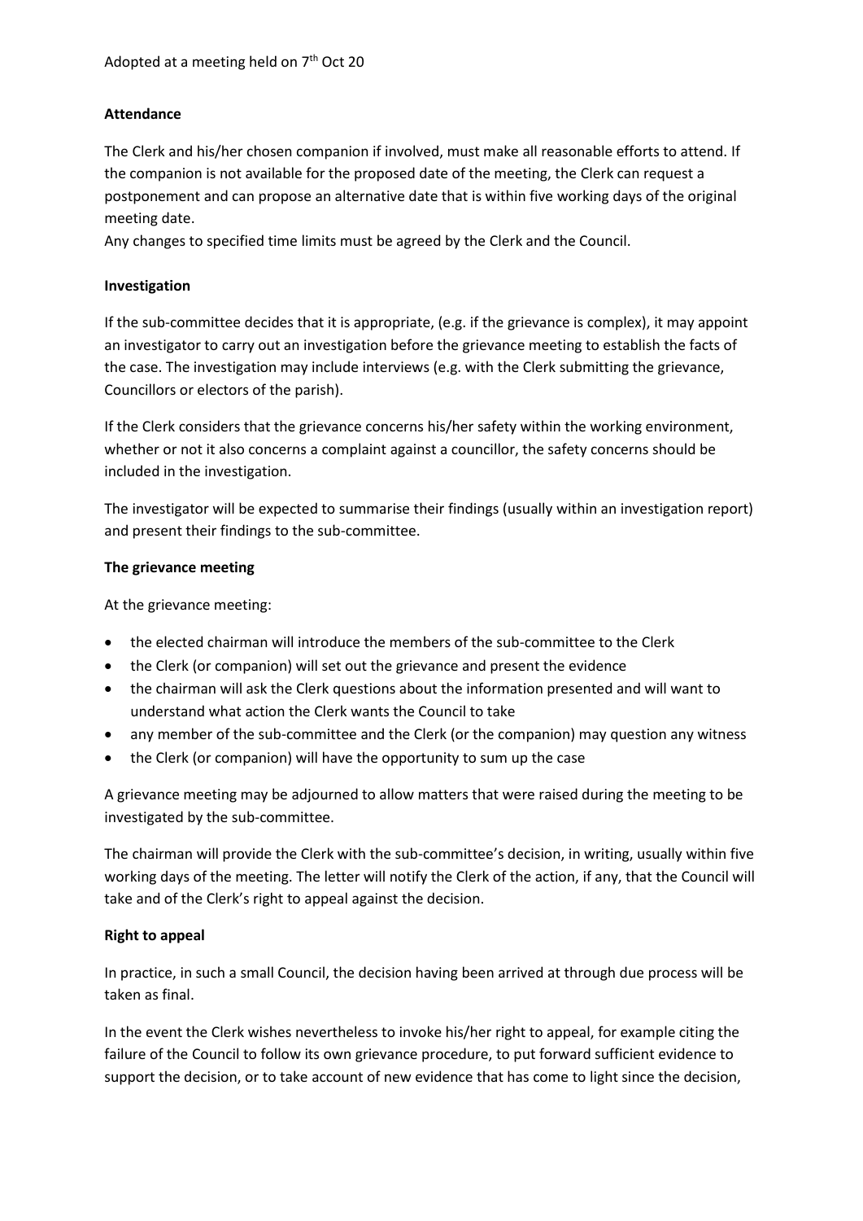**Attendance**

The Clerk and his/her chosen companion if involved, must make all reasonable efforts to attend. If the companion is not available for the proposed date of the meeting, the Clerk can request a postponement and can propose an alternative date that is within five working days of the original meeting date.

Any changes to specified time limits must be agreed by the Clerk and the Council.

**Investigation**

If the sub-committee decides that it is appropriate, (e.g. if the grievance is complex), it may appoint an investigator to carry out an investigation before the grievance meeting to establish the facts of the case. The investigation may include interviews (e.g. with the Clerk submitting the grievance, Councillors or electors of the parish).

If the Clerk considers that the grievance concerns his/her safety within the working environment, whether or not it also concerns a complaint against a councillor, the safety concerns should be included in the investigation.

The investigator will be expected to summarise their findings (usually within an investigation report) and present their findings to the sub-committee.

**The grievance meeting**

At the grievance meeting:

- the elected chairman will introduce the members of the sub-committee to the Clerk
- the Clerk (or companion) will set out the grievance and present the evidence
- the chairman will ask the Clerk questions about the information presented and will want to understand what action the Clerk wants the Council to take
- any member of the sub-committee and the Clerk (or the companion) may question any witness
- the Clerk (or companion) will have the opportunity to sum up the case

A grievance meeting may be adjourned to allow matters that were raised during the meeting to be investigated by the sub-committee.

The chairman will provide the Clerk with the sub-committee's decision, in writing, usually within five working days of the meeting. The letter will notify the Clerk of the action, if any, that the Council will take and of the Clerk's right to appeal against the decision.

**Right to appeal**

In practice, in such a small Council, the decision having been arrived at through due process will be taken as final.

In the event the Clerk wishes nevertheless to invoke his/her right to appeal, for example citing the failure of the Council to follow its own grievance procedure, to put forward sufficient evidence to support the decision, or to take account of new evidence that has come to light since the decision,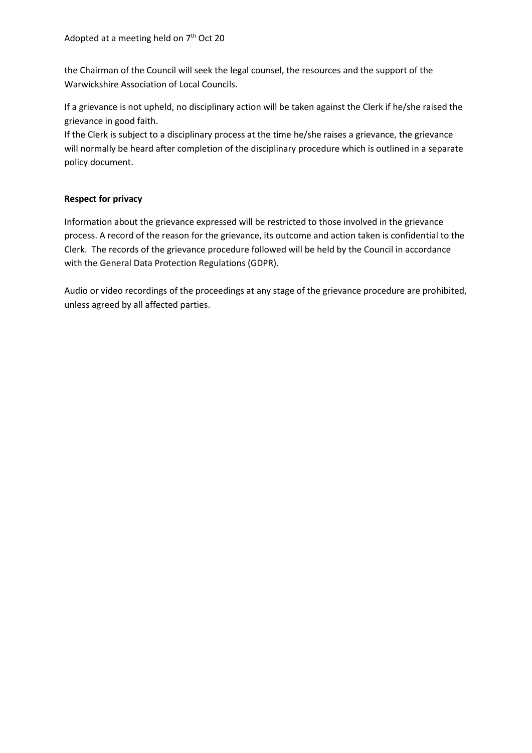the Chairman of the Council will seek the legal counsel, the resources and the support of the Warwickshire Association of Local Councils.

If a grievance is not upheld, no disciplinary action will be taken against the Clerk if he/she raised the grievance in good faith.
If the Clerk is subject to a disciplinary process at the time he/she raises a grievance, the grievance will normally be heard after completion of the disciplinary procedure which is outlined in a separate policy document.

**Respect for privacy**

Information about the grievance expressed will be restricted to those involved in the grievance process. A record of the reason for the grievance, its outcome and action taken is confidential to the Clerk. The records of the grievance procedure followed will be held by the Council in accordance with the General Data Protection Regulations (GDPR).

Audio or video recordings of the proceedings at any stage of the grievance procedure are prohibited, unless agreed by all affected parties.